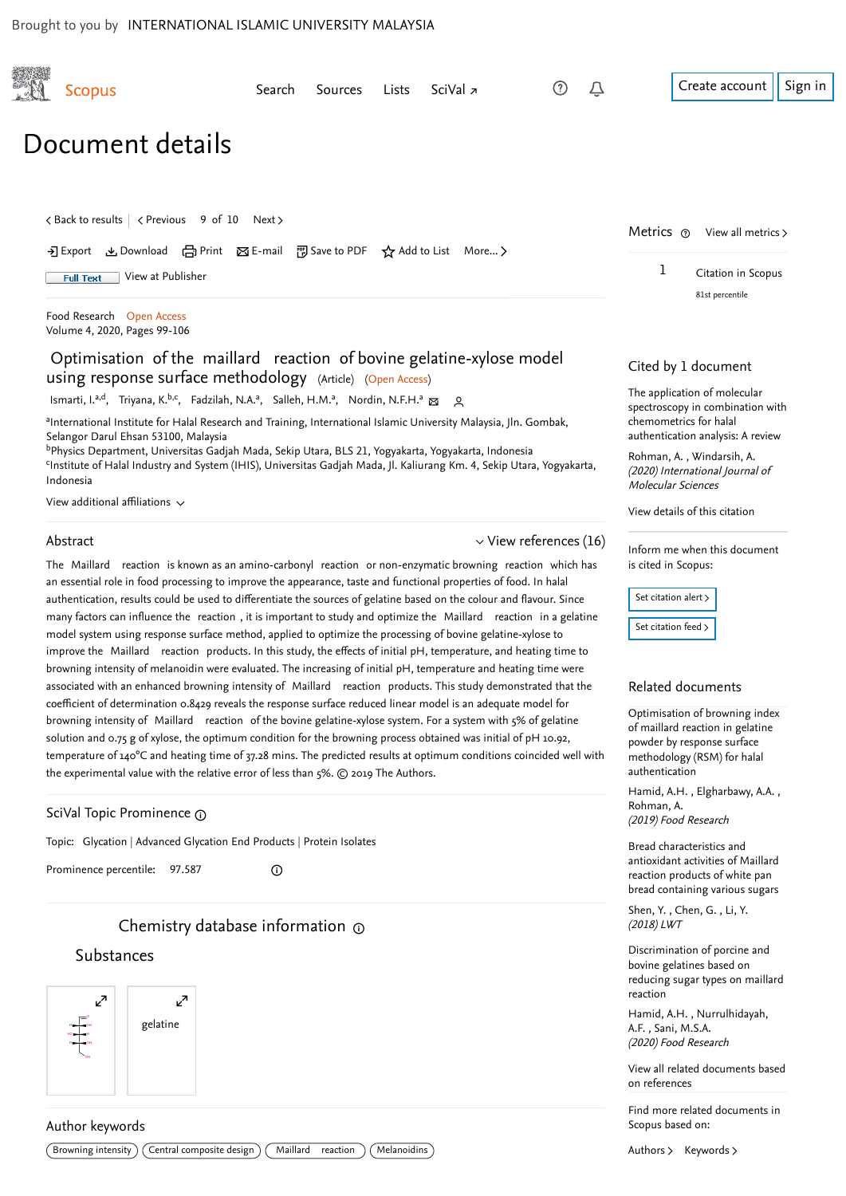Brought to you by INTERNATIONAL ISLAMIC UNIVERSITY MALAYSIA

Scopus

Search Sources Lists SciVal ↗

Create account Sign in

# Document details

< Back to results | < Previous 9 of 10 Next >

Export Download Print E-mail Save to PDF Add to List More... >

Full Text View at Publisher

Food Research Open Access
Volume 4, 2020, Pages 99-106

## Optimisation of the maillard reaction of bovine gelatine-xylose model using response surface methodology (Article) (Open Access)

Ismarti, I.[a,d], Triyana, K.[b,c], Fadzilah, N.A.[a], Salleh, H.M.[a], Nordin, N.F.H.[a]

[a]International Institute for Halal Research and Training, International Islamic University Malaysia, Jln. Gombak, Selangor Darul Ehsan 53100, Malaysia
[b]Physics Department, Universitas Gadjah Mada, Sekip Utara, BLS 21, Yogyakarta, Yogyakarta, Indonesia
[c]Institute of Halal Industry and System (IHIS), Universitas Gadjah Mada, Jl. Kaliurang Km. 4, Sekip Utara, Yogyakarta, Indonesia

View additional affiliations

### Abstract

View references (16)

The Maillard reaction is known as an amino-carbonyl reaction or non-enzymatic browning reaction which has an essential role in food processing to improve the appearance, taste and functional properties of food. In halal authentication, results could be used to differentiate the sources of gelatine based on the colour and flavour. Since many factors can influence the reaction , it is important to study and optimize the Maillard reaction in a gelatine model system using response surface method, applied to optimize the processing of bovine gelatine-xylose to improve the Maillard reaction products. In this study, the effects of initial pH, temperature, and heating time to browning intensity of melanoidin were evaluated. The increasing of initial pH, temperature and heating time were associated with an enhanced browning intensity of Maillard reaction products. This study demonstrated that the coefficient of determination 0.8429 reveals the response surface reduced linear model is an adequate model for browning intensity of Maillard reaction of the bovine gelatine-xylose system. For a system with 5% of gelatine solution and 0.75 g of xylose, the optimum condition for the browning process obtained was initial of pH 10.92, temperature of 140°C and heating time of 37.28 mins. The predicted results at optimum conditions coincided well with the experimental value with the relative error of less than 5%. © 2019 The Authors.

### SciVal Topic Prominence

Topic: Glycation | Advanced Glycation End Products | Protein Isolates

Prominence percentile: 97.587

### Chemistry database information

#### Substances

gelatine

### Author keywords

Browning intensity | Central composite design | Maillard reaction | Melanoidins

---

### Metrics

View all metrics >

1 Citation in Scopus
81st percentile

### Cited by 1 document

The application of molecular spectroscopy in combination with chemometrics for halal authentication analysis: A review

Rohman, A. , Windarsih, A.
*(2020) International Journal of Molecular Sciences*

View details of this citation

Inform me when this document is cited in Scopus:

Set citation alert >

Set citation feed >

### Related documents

Optimisation of browning index of maillard reaction in gelatine powder by response surface methodology (RSM) for halal authentication

Hamid, A.H. , Elgharbawy, A.A. , Rohman, A.
*(2019) Food Research*

Bread characteristics and antioxidant activities of Maillard reaction products of white pan bread containing various sugars

Shen, Y. , Chen, G. , Li, Y.
*(2018) LWT*

Discrimination of porcine and bovine gelatines based on reducing sugar types on maillard reaction

Hamid, A.H. , Nurrulhidayah, A.F. , Sani, M.S.A.
*(2020) Food Research*

View all related documents based on references

Find more related documents in Scopus based on:

Authors > Keywords >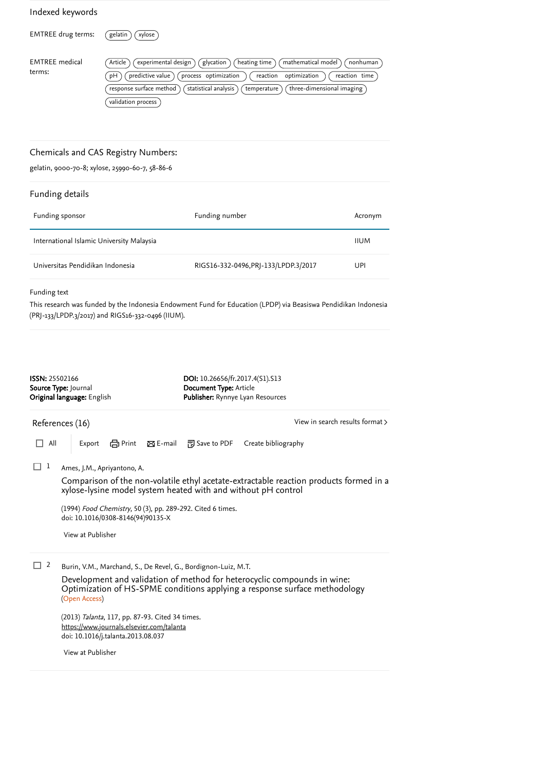## Indexed keywords

EMTREE drug terms: gelatin, xylose

EMTREE medical terms: Article, experimental design, glycation, heating time, mathematical model, nonhuman, pH, predictive value, process optimization, reaction optimization, reaction time, response surface method, statistical analysis, temperature, three-dimensional imaging, validation process

## Chemicals and CAS Registry Numbers:

gelatin, 9000-70-8; xylose, 25990-60-7, 58-86-6

## Funding details

| Funding sponsor | Funding number | Acronym |
| --- | --- | --- |
| International Islamic University Malaysia | | IIUM |
| Universitas Pendidikan Indonesia | RIGS16-332-0496,PRJ-133/LPDP.3/2017 | UPI |

Funding text

This research was funded by the Indonesia Endowment Fund for Education (LPDP) via Beasiswa Pendidikan Indonesia (PRJ-133/LPDP.3/2017) and RIGS16-332-0496 (IIUM).

**ISSN:** 25502166
**Source Type:** Journal
**Original language:** English

**DOI:** 10.26656/fr.2017.4(S1).S13
**Document Type:** Article
**Publisher:** Rynnye Lyan Resources

## References (16)

1. Ames, J.M., Apriyantono, A.

   Comparison of the non-volatile ethyl acetate-extractable reaction products formed in a xylose-lysine model system heated with and without pH control

   (1994) *Food Chemistry*, 50 (3), pp. 289-292. Cited 6 times.
   doi: 10.1016/0308-8146(94)90135-X

2. Burin, V.M., Marchand, S., De Revel, G., Bordignon-Luiz, M.T.

   Development and validation of method for heterocyclic compounds in wine: Optimization of HS-SPME conditions applying a response surface methodology (Open Access)

   (2013) *Talanta*, 117, pp. 87-93. Cited 34 times.
   https://www.journals.elsevier.com/talanta
   doi: 10.1016/j.talanta.2013.08.037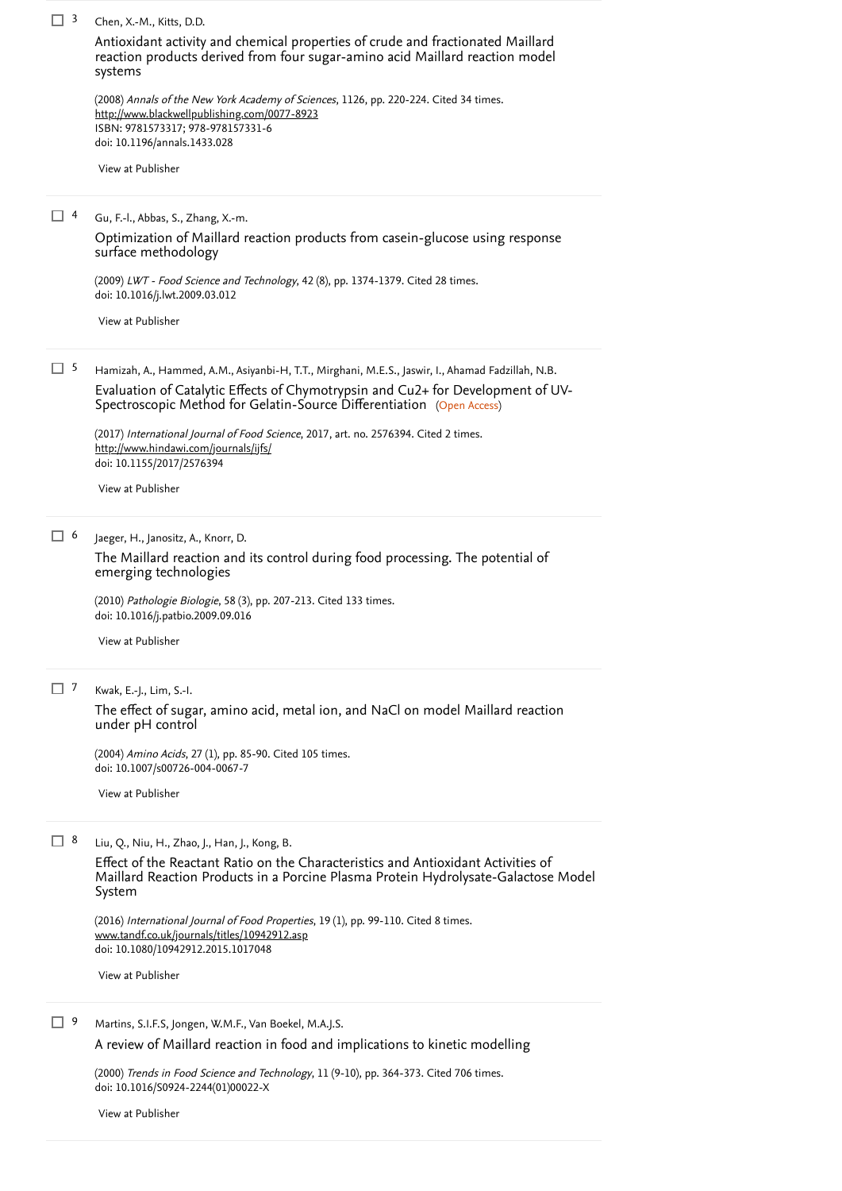3. Chen, X.-M., Kitts, D.D.

   Antioxidant activity and chemical properties of crude and fractionated Maillard reaction products derived from four sugar-amino acid Maillard reaction model systems

   (2008) *Annals of the New York Academy of Sciences*, 1126, pp. 220-224. Cited 34 times.
   http://www.blackwellpublishing.com/0077-8923
   ISBN: 9781573317; 978-978157331-6
   doi: 10.1196/annals.1433.028

   View at Publisher

4. Gu, F.-l., Abbas, S., Zhang, X.-m.

   Optimization of Maillard reaction products from casein-glucose using response surface methodology

   (2009) *LWT - Food Science and Technology*, 42 (8), pp. 1374-1379. Cited 28 times.
   doi: 10.1016/j.lwt.2009.03.012

   View at Publisher

5. Hamizah, A., Hammed, A.M., Asiyanbi-H, T.T., Mirghani, M.E.S., Jaswir, I., Ahamad Fadzillah, N.B.

   Evaluation of Catalytic Effects of Chymotrypsin and Cu2+ for Development of UV-Spectroscopic Method for Gelatin-Source Differentiation (Open Access)

   (2017) *International Journal of Food Science*, 2017, art. no. 2576394. Cited 2 times.
   http://www.hindawi.com/journals/ijfs/
   doi: 10.1155/2017/2576394

   View at Publisher

6. Jaeger, H., Janositz, A., Knorr, D.

   The Maillard reaction and its control during food processing. The potential of emerging technologies

   (2010) *Pathologie Biologie*, 58 (3), pp. 207-213. Cited 133 times.
   doi: 10.1016/j.patbio.2009.09.016

   View at Publisher

7. Kwak, E.-J., Lim, S.-I.

   The effect of sugar, amino acid, metal ion, and NaCl on model Maillard reaction under pH control

   (2004) *Amino Acids*, 27 (1), pp. 85-90. Cited 105 times.
   doi: 10.1007/s00726-004-0067-7

   View at Publisher

8. Liu, Q., Niu, H., Zhao, J., Han, J., Kong, B.

   Effect of the Reactant Ratio on the Characteristics and Antioxidant Activities of Maillard Reaction Products in a Porcine Plasma Protein Hydrolysate-Galactose Model System

   (2016) *International Journal of Food Properties*, 19 (1), pp. 99-110. Cited 8 times.
   www.tandf.co.uk/journals/titles/10942912.asp
   doi: 10.1080/10942912.2015.1017048

   View at Publisher

9. Martins, S.I.F.S, Jongen, W.M.F., Van Boekel, M.A.J.S.

   A review of Maillard reaction in food and implications to kinetic modelling

   (2000) *Trends in Food Science and Technology*, 11 (9-10), pp. 364-373. Cited 706 times.
   doi: 10.1016/S0924-2244(01)00022-X

   View at Publisher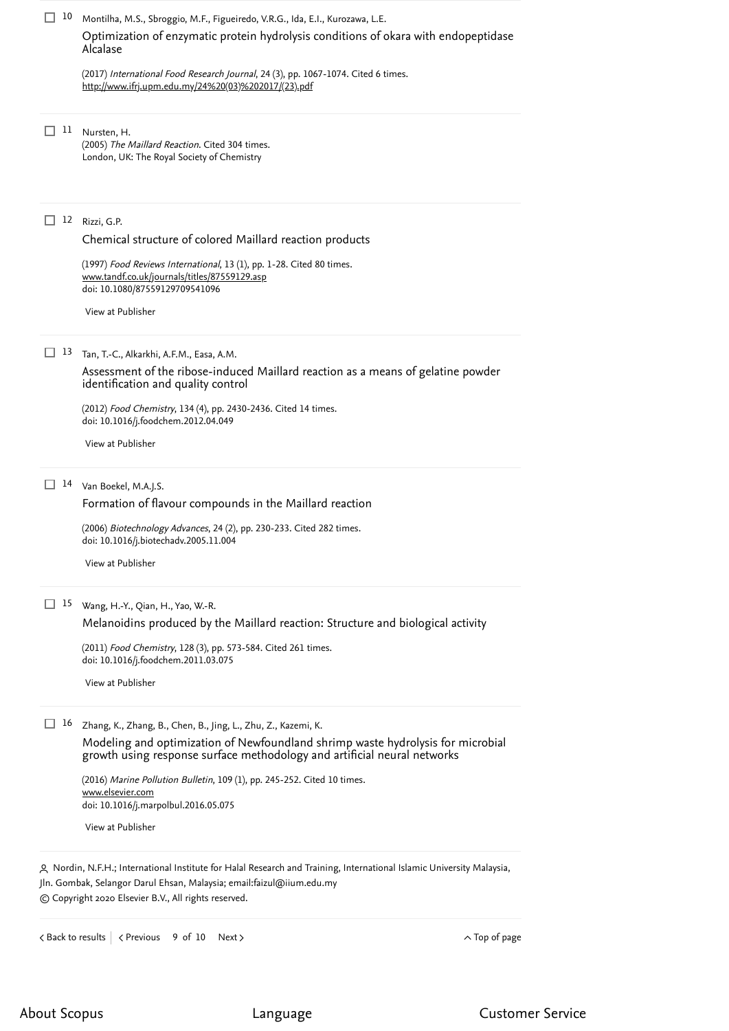10 Montilha, M.S., Sbroggio, M.F., Figueiredo, V.R.G., Ida, E.I., Kurozawa, L.E.

Optimization of enzymatic protein hydrolysis conditions of okara with endopeptidase Alcalase

(2017) *International Food Research Journal*, 24 (3), pp. 1067-1074. Cited 6 times.
http://www.ifrj.upm.edu.my/24%20(03)%202017/(23).pdf

11 Nursten, H.

(2005) *The Maillard Reaction*. Cited 304 times.
London, UK: The Royal Society of Chemistry

12 Rizzi, G.P.

Chemical structure of colored Maillard reaction products

(1997) *Food Reviews International*, 13 (1), pp. 1-28. Cited 80 times.
www.tandf.co.uk/journals/titles/87559129.asp
doi: 10.1080/87559129709541096

View at Publisher

13 Tan, T.-C., Alkarkhi, A.F.M., Easa, A.M.

Assessment of the ribose-induced Maillard reaction as a means of gelatine powder identification and quality control

(2012) *Food Chemistry*, 134 (4), pp. 2430-2436. Cited 14 times.
doi: 10.1016/j.foodchem.2012.04.049

View at Publisher

14 Van Boekel, M.A.J.S.

Formation of flavour compounds in the Maillard reaction

(2006) *Biotechnology Advances*, 24 (2), pp. 230-233. Cited 282 times.
doi: 10.1016/j.biotechadv.2005.11.004

View at Publisher

15 Wang, H.-Y., Qian, H., Yao, W.-R.

Melanoidins produced by the Maillard reaction: Structure and biological activity

(2011) *Food Chemistry*, 128 (3), pp. 573-584. Cited 261 times.
doi: 10.1016/j.foodchem.2011.03.075

View at Publisher

16 Zhang, K., Zhang, B., Chen, B., Jing, L., Zhu, Z., Kazemi, K.

Modeling and optimization of Newfoundland shrimp waste hydrolysis for microbial growth using response surface methodology and artificial neural networks

(2016) *Marine Pollution Bulletin*, 109 (1), pp. 245-252. Cited 10 times.
www.elsevier.com
doi: 10.1016/j.marpolbul.2016.05.075

View at Publisher

Nordin, N.F.H.; International Institute for Halal Research and Training, International Islamic University Malaysia, Jln. Gombak, Selangor Darul Ehsan, Malaysia; email:faizul@iium.edu.my

© Copyright 2020 Elsevier B.V., All rights reserved.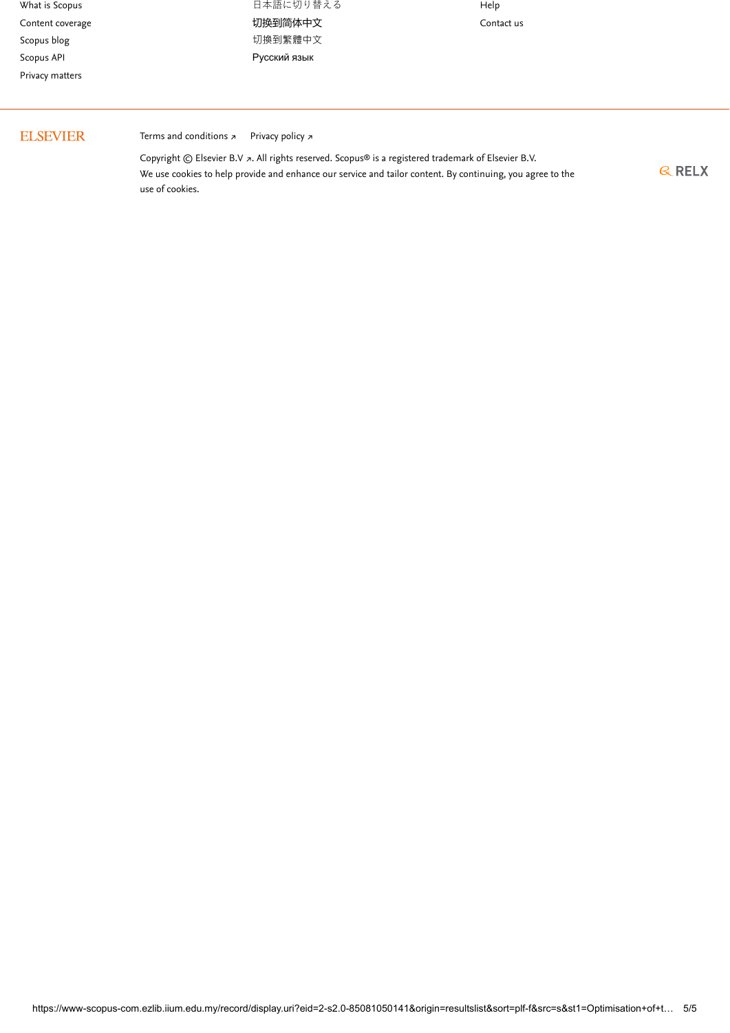What is Scopus
Content coverage
Scopus blog
Scopus API
Privacy matters

日本語に切り替える
切换到简体中文
切換到繁體中文
Русский язык

Help
Contact us

ELSEVIER

Terms and conditions ↗ Privacy policy ↗

Copyright © Elsevier B.V ↗. All rights reserved. Scopus® is a registered trademark of Elsevier B.V.
We use cookies to help provide and enhance our service and tailor content. By continuing, you agree to the use of cookies.

RELX